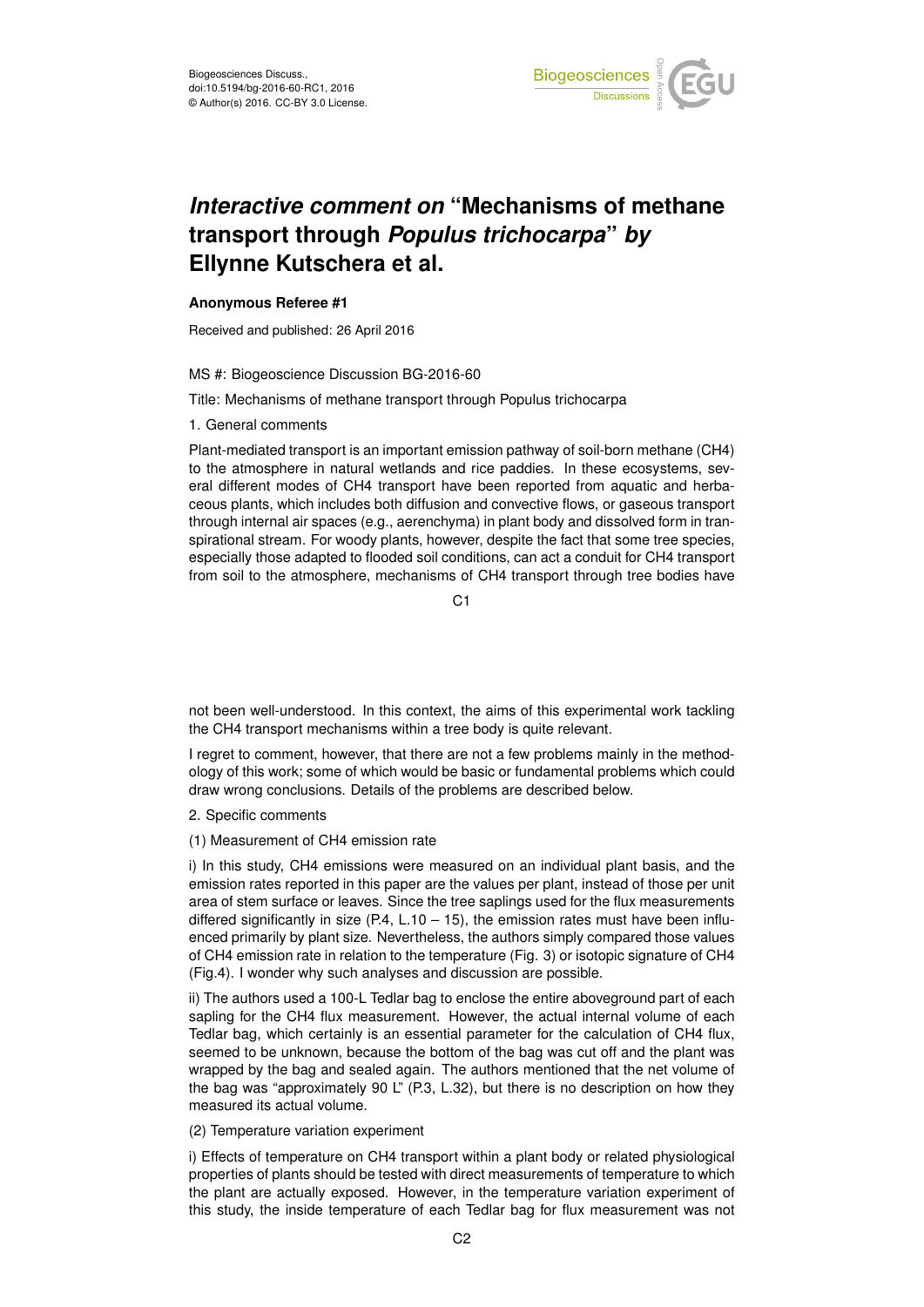Biogeosciences Discuss.,
doi:10.5194/bg-2016-60-RC1, 2016
© Author(s) 2016. CC-BY 3.0 License.

# *Interactive comment on* "Mechanisms of methane transport through *Populus trichocarpa*" *by* Ellynne Kutschera et al.

**Anonymous Referee #1**

Received and published: 26 April 2016

MS #: Biogeoscience Discussion BG-2016-60

Title: Mechanisms of methane transport through Populus trichocarpa

1. General comments

Plant-mediated transport is an important emission pathway of soil-born methane ($CH_4$) to the atmosphere in natural wetlands and rice paddies. In these ecosystems, several different modes of $CH_4$ transport have been reported from aquatic and herbaceous plants, which includes both diffusion and convective flows, or gaseous transport through internal air spaces (e.g., aerenchyma) in plant body and dissolved form in transpirational stream. For woody plants, however, despite the fact that some tree species, especially those adapted to flooded soil conditions, can act a conduit for $CH_4$ transport from soil to the atmosphere, mechanisms of $CH_4$ transport through tree bodies have not been well-understood. In this context, the aims of this experimental work tackling the $CH_4$ transport mechanisms within a tree body is quite relevant.

I regret to comment, however, that there are not a few problems mainly in the methodology of this work; some of which would be basic or fundamental problems which could draw wrong conclusions. Details of the problems are described below.

2. Specific comments

(1) Measurement of $CH_4$ emission rate

i) In this study, $CH_4$ emissions were measured on an individual plant basis, and the emission rates reported in this paper are the values per plant, instead of those per unit area of stem surface or leaves. Since the tree saplings used for the flux measurements differed significantly in size (P.4, L.10 – 15), the emission rates must have been influenced primarily by plant size. Nevertheless, the authors simply compared those values of $CH_4$ emission rate in relation to the temperature (Fig. 3) or isotopic signature of $CH_4$ (Fig.4). I wonder why such analyses and discussion are possible.

ii) The authors used a 100-L Tedlar bag to enclose the entire aboveground part of each sapling for the $CH_4$ flux measurement. However, the actual internal volume of each Tedlar bag, which certainly is an essential parameter for the calculation of $CH_4$ flux, seemed to be unknown, because the bottom of the bag was cut off and the plant was wrapped by the bag and sealed again. The authors mentioned that the net volume of the bag was "approximately 90 L" (P.3, L.32), but there is no description on how they measured its actual volume.

(2) Temperature variation experiment

i) Effects of temperature on $CH_4$ transport within a plant body or related physiological properties of plants should be tested with direct measurements of temperature to which the plant are actually exposed. However, in the temperature variation experiment of this study, the inside temperature of each Tedlar bag for flux measurement was not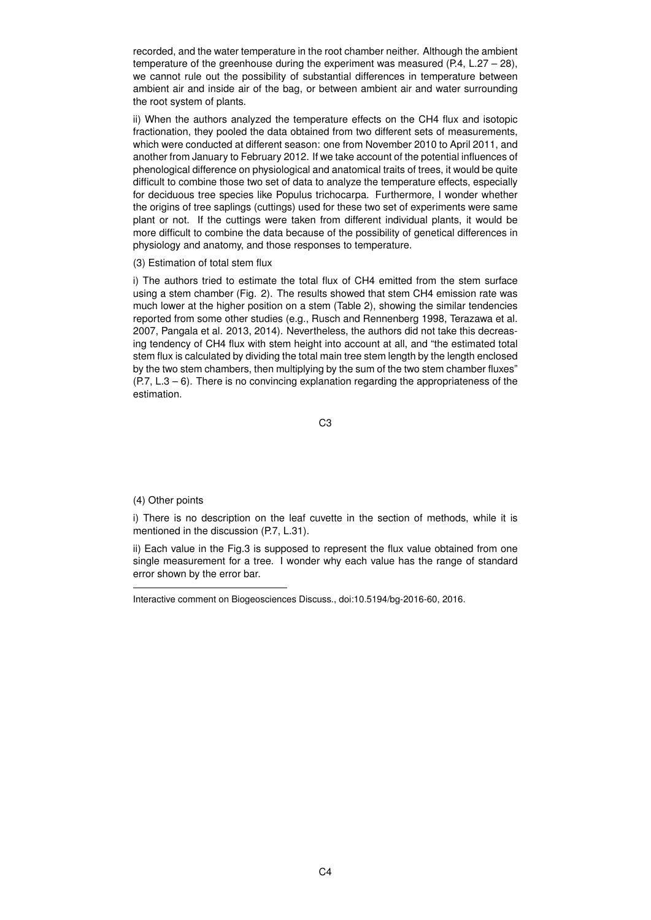recorded, and the water temperature in the root chamber neither. Although the ambient temperature of the greenhouse during the experiment was measured (P.4, L.27 – 28), we cannot rule out the possibility of substantial differences in temperature between ambient air and inside air of the bag, or between ambient air and water surrounding the root system of plants.

ii) When the authors analyzed the temperature effects on the $CH_4$ flux and isotopic fractionation, they pooled the data obtained from two different sets of measurements, which were conducted at different season: one from November 2010 to April 2011, and another from January to February 2012. If we take account of the potential influences of phenological difference on physiological and anatomical traits of trees, it would be quite difficult to combine those two set of data to analyze the temperature effects, especially for deciduous tree species like Populus trichocarpa. Furthermore, I wonder whether the origins of tree saplings (cuttings) used for these two set of experiments were same plant or not. If the cuttings were taken from different individual plants, it would be more difficult to combine the data because of the possibility of genetical differences in physiology and anatomy, and those responses to temperature.

(3) Estimation of total stem flux

i) The authors tried to estimate the total flux of $CH_4$ emitted from the stem surface using a stem chamber (Fig. 2). The results showed that stem $CH_4$ emission rate was much lower at the higher position on a stem (Table 2), showing the similar tendencies reported from some other studies (e.g., Rusch and Rennenberg 1998, Terazawa et al. 2007, Pangala et al. 2013, 2014). Nevertheless, the authors did not take this decreasing tendency of $CH_4$ flux with stem height into account at all, and "the estimated total stem flux is calculated by dividing the total main tree stem length by the length enclosed by the two stem chambers, then multiplying by the sum of the two stem chamber fluxes" (P.7, L.3 – 6). There is no convincing explanation regarding the appropriateness of the estimation.

(4) Other points

i) There is no description on the leaf cuvette in the section of methods, while it is mentioned in the discussion (P.7, L.31).

ii) Each value in the Fig.3 is supposed to represent the flux value obtained from one single measurement for a tree. I wonder why each value has the range of standard error shown by the error bar.

---

Interactive comment on Biogeosciences Discuss., doi:10.5194/bg-2016-60, 2016.